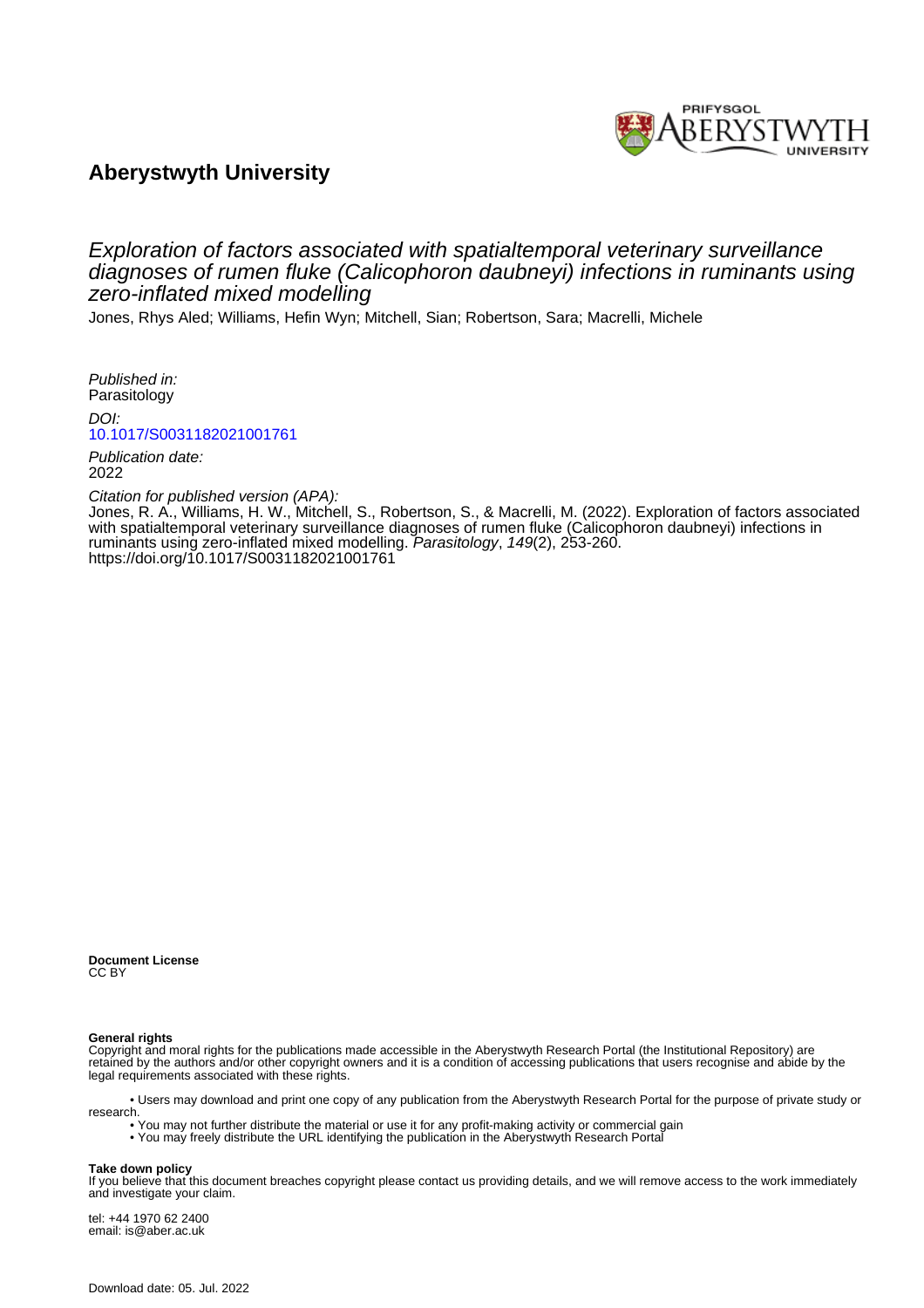**Aberystwyth University**

# Exploration of factors associated with spatialtemporal veterinary surveillance diagnoses of rumen fluke (Calicophoron daubneyi) infections in ruminants using zero-inflated mixed modelling

Jones, Rhys Aled; Williams, Hefin Wyn; Mitchell, Sian; Robertson, Sara; Macrelli, Michele

*Published in:*
Parasitology

*DOI:*
[10.1017/S0031182021001761](https://doi.org/10.1017/S0031182021001761)

*Publication date:*
2022

*Citation for published version (APA):*
Jones, R. A., Williams, H. W., Mitchell, S., Robertson, S., & Macrelli, M. (2022). Exploration of factors associated with spatialtemporal veterinary surveillance diagnoses of rumen fluke (Calicophoron daubneyi) infections in ruminants using zero-inflated mixed modelling. *Parasitology*, *149*(2), 253-260. https://doi.org/10.1017/S0031182021001761

**Document License**
CC BY

**General rights**
Copyright and moral rights for the publications made accessible in the Aberystwyth Research Portal (the Institutional Repository) are retained by the authors and/or other copyright owners and it is a condition of accessing publications that users recognise and abide by the legal requirements associated with these rights.

- Users may download and print one copy of any publication from the Aberystwyth Research Portal for the purpose of private study or research.
- You may not further distribute the material or use it for any profit-making activity or commercial gain
- You may freely distribute the URL identifying the publication in the Aberystwyth Research Portal

**Take down policy**
If you believe that this document breaches copyright please contact us providing details, and we will remove access to the work immediately and investigate your claim.

tel: +44 1970 62 2400
email: is@aber.ac.uk

Download date: 05. Jul. 2022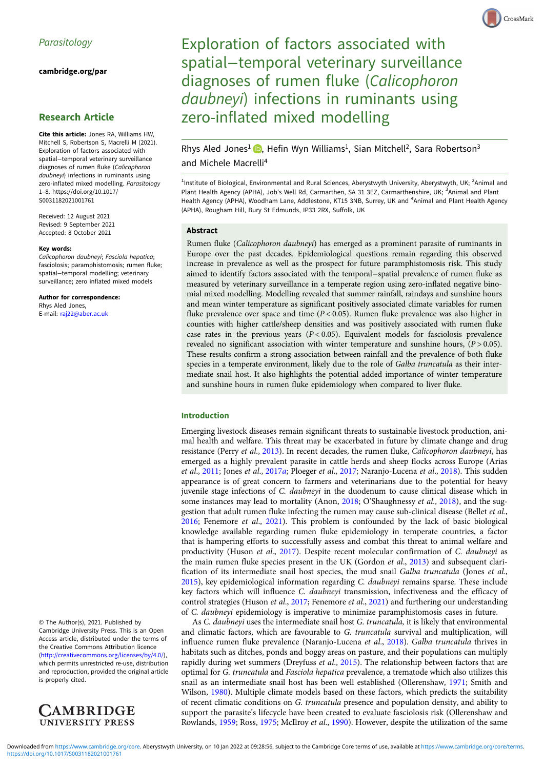# Exploration of factors associated with spatial–temporal veterinary surveillance diagnoses of rumen fluke (*Calicophoron daubneyi*) infections in ruminants using zero-inflated mixed modelling

Rhys Aled Jones[1], Hefin Wyn Williams[1], Sian Mitchell[2], Sara Robertson[3] and Michele Macrelli[4]

[1]Institute of Biological, Environmental and Rural Sciences, Aberystwyth University, Aberystwyth, UK; [2]Animal and Plant Health Agency (APHA), Job's Well Rd, Carmarthen, SA 31 3EZ, Carmarthenshire, UK; [3]Animal and Plant Health Agency (APHA), Woodham Lane, Addlestone, KT15 3NB, Surrey, UK and [4]Animal and Plant Health Agency (APHA), Rougham Hill, Bury St Edmunds, IP33 2RX, Suffolk, UK

*Parasitology*

cambridge.org/par

**Research Article**

**Cite this article:** Jones RA, Williams HW, Mitchell S, Robertson S, Macrelli M (2021). Exploration of factors associated with spatial–temporal veterinary surveillance diagnoses of rumen fluke (*Calicophoron daubneyi*) infections in ruminants using zero-inflated mixed modelling. *Parasitology* 1–8. https://doi.org/10.1017/S0031182021001761

Received: 12 August 2021
Revised: 9 September 2021
Accepted: 8 October 2021

**Key words:**
*Calicophoron daubneyi*; *Fasciola hepatica*; fasciolosis; paramphistomosis; rumen fluke; spatial–temporal modelling; veterinary surveillance; zero inflated mixed models

**Author for correspondence:**
Rhys Aled Jones,
E-mail: raj22@aber.ac.uk

© The Author(s), 2021. Published by Cambridge University Press. This is an Open Access article, distributed under the terms of the Creative Commons Attribution licence (http://creativecommons.org/licenses/by/4.0/), which permits unrestricted re-use, distribution and reproduction, provided the original article is properly cited.

## Abstract

Rumen fluke (*Calicophoron daubneyi*) has emerged as a prominent parasite of ruminants in Europe over the past decades. Epidemiological questions remain regarding this observed increase in prevalence as well as the prospect for future paramphistomosis risk. This study aimed to identify factors associated with the temporal–spatial prevalence of rumen fluke as measured by veterinary surveillance in a temperate region using zero-inflated negative binomial mixed modelling. Modelling revealed that summer rainfall, raindays and sunshine hours and mean winter temperature as significant positively associated climate variables for rumen fluke prevalence over space and time ($P < 0.05$). Rumen fluke prevalence was also higher in counties with higher cattle/sheep densities and was positively associated with rumen fluke case rates in the previous years ($P < 0.05$). Equivalent models for fasciolosis prevalence revealed no significant association with winter temperature and sunshine hours, ($P > 0.05$). These results confirm a strong association between rainfall and the prevalence of both fluke species in a temperate environment, likely due to the role of *Galba truncatula* as their intermediate snail host. It also highlights the potential added importance of winter temperature and sunshine hours in rumen fluke epidemiology when compared to liver fluke.

## Introduction

Emerging livestock diseases remain significant threats to sustainable livestock production, animal health and welfare. This threat may be exacerbated in future by climate change and drug resistance (Perry *et al.*, 2013). In recent decades, the rumen fluke, *Calicophoron daubneyi*, has emerged as a highly prevalent parasite in cattle herds and sheep flocks across Europe (Arias *et al.*, 2011; Jones *et al.*, 2017*a*; Ploeger *et al.*, 2017; Naranjo-Lucena *et al.*, 2018). This sudden appearance is of great concern to farmers and veterinarians due to the potential for heavy juvenile stage infections of *C. daubneyi* in the duodenum to cause clinical disease which in some instances may lead to mortality (Anon, 2018; O'Shaughnessy *et al.*, 2018), and the suggestion that adult rumen fluke infecting the rumen may cause sub-clinical disease (Bellet *et al.*, 2016; Fenemore *et al.*, 2021). This problem is confounded by the lack of basic biological knowledge available regarding rumen fluke epidemiology in temperate countries, a factor that is hampering efforts to successfully assess and combat this threat to animal welfare and productivity (Huson *et al.*, 2017). Despite recent molecular confirmation of *C. daubneyi* as the main rumen fluke species present in the UK (Gordon *et al.*, 2013) and subsequent clarification of its intermediate snail host species, the mud snail *Galba truncatula* (Jones *et al.*, 2015), key epidemiological information regarding *C. daubneyi* remains sparse. These include key factors which will influence *C. daubneyi* transmission, infectiveness and the efficacy of control strategies (Huson *et al.*, 2017; Fenemore *et al.*, 2021) and furthering our understanding of *C. daubneyi* epidemiology is imperative to minimize paramphistomosis cases in future.

As *C. daubneyi* uses the intermediate snail host *G. truncatula,* it is likely that environmental and climatic factors, which are favourable to *G. truncatula* survival and multiplication, will influence rumen fluke prevalence (Naranjo-Lucena *et al.*, 2018). *Galba truncatula* thrives in habitats such as ditches, ponds and boggy areas on pasture, and their populations can multiply rapidly during wet summers (Dreyfuss *et al.*, 2015). The relationship between factors that are optimal for *G. truncatula* and *Fasciola hepatica* prevalence, a trematode which also utilizes this snail as an intermediate snail host has been well established (Ollerenshaw, 1971; Smith and Wilson, 1980). Multiple climate models based on these factors, which predicts the suitability of recent climatic conditions on *G. truncatula* presence and population density, and ability to support the parasite's lifecycle have been created to evaluate fasciolosis risk (Ollerenshaw and Rowlands, 1959; Ross, 1975; McIlroy *et al.*, 1990). However, despite the utilization of the same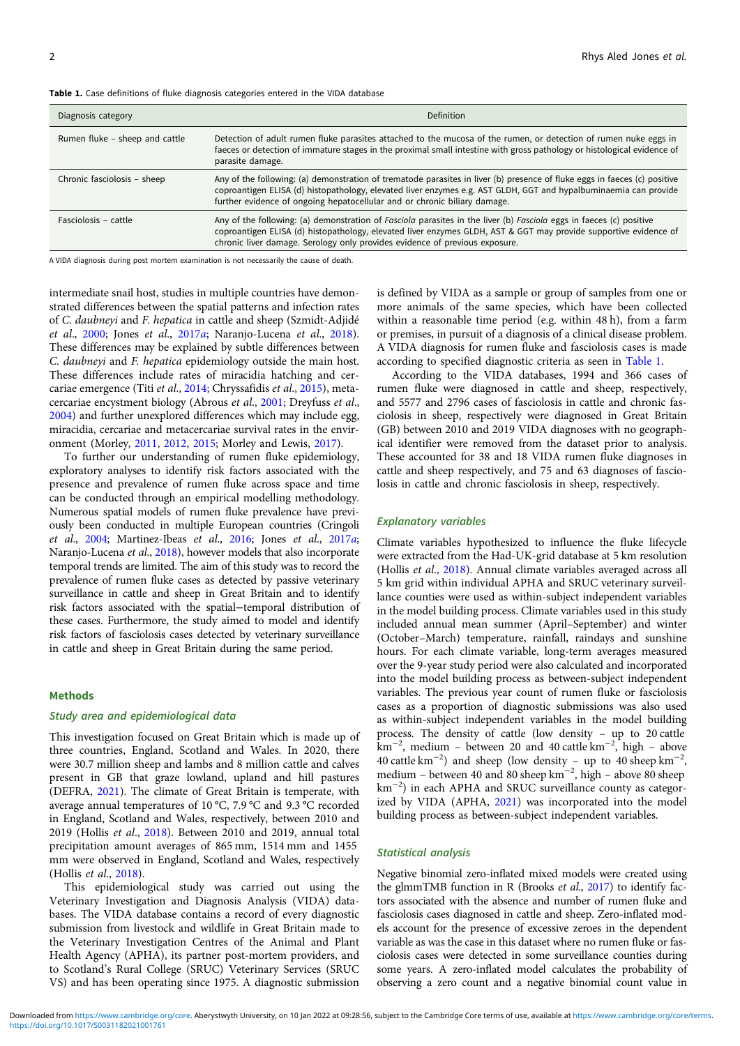**Table 1.** Case definitions of fluke diagnosis categories entered in the VIDA database

| Diagnosis category | Definition |
| --- | --- |
| Rumen fluke – sheep and cattle | Detection of adult rumen fluke parasites attached to the mucosa of the rumen, or detection of rumen nuke eggs in faeces or detection of immature stages in the proximal small intestine with gross pathology or histological evidence of parasite damage. |
| Chronic fasciolosis – sheep | Any of the following: (a) demonstration of trematode parasites in liver (b) presence of fluke eggs in faeces (c) positive coproantigen ELISA (d) histopathology, elevated liver enzymes e.g. AST GLDH, GGT and hypalbuminaemia can provide further evidence of ongoing hepatocellular and or chronic biliary damage. |
| Fasciolosis – cattle | Any of the following: (a) demonstration of *Fasciola* parasites in the liver (b) *Fasciola* eggs in faeces (c) positive coproantigen ELISA (d) histopathology, elevated liver enzymes GLDH, AST & GGT may provide supportive evidence of chronic liver damage. Serology only provides evidence of previous exposure. |

A VIDA diagnosis during post mortem examination is not necessarily the cause of death.

intermediate snail host, studies in multiple countries have demonstrated differences between the spatial patterns and infection rates of *C. daubneyi* and *F. hepatica* in cattle and sheep (Szmidt-Adjidé *et al.*, 2000; Jones *et al.*, 2017*a*; Naranjo-Lucena *et al.*, 2018). These differences may be explained by subtle differences between *C. daubneyi* and *F. hepatica* epidemiology outside the main host. These differences include rates of miracidia hatching and cercariae emergence (Titi *et al.*, 2014; Chryssafidis *et al.*, 2015), metacercariae encystment biology (Abrous *et al.*, 2001; Dreyfuss *et al.*, 2004) and further unexplored differences which may include egg, miracidia, cercariae and metacercariae survival rates in the environment (Morley, 2011, 2012, 2015; Morley and Lewis, 2017).

To further our understanding of rumen fluke epidemiology, exploratory analyses to identify risk factors associated with the presence and prevalence of rumen fluke across space and time can be conducted through an empirical modelling methodology. Numerous spatial models of rumen fluke prevalence have previously been conducted in multiple European countries (Cringoli *et al.*, 2004; Martinez-Ibeas *et al.*, 2016; Jones *et al.*, 2017*a*; Naranjo-Lucena *et al.*, 2018), however models that also incorporate temporal trends are limited. The aim of this study was to record the prevalence of rumen fluke cases as detected by passive veterinary surveillance in cattle and sheep in Great Britain and to identify risk factors associated with the spatial–temporal distribution of these cases. Furthermore, the study aimed to model and identify risk factors of fasciolosis cases detected by veterinary surveillance in cattle and sheep in Great Britain during the same period.

## Methods

### Study area and epidemiological data

This investigation focused on Great Britain which is made up of three countries, England, Scotland and Wales. In 2020, there were 30.7 million sheep and lambs and 8 million cattle and calves present in GB that graze lowland, upland and hill pastures (DEFRA, 2021). The climate of Great Britain is temperate, with average annual temperatures of 10 °C, 7.9 °C and 9.3 °C recorded in England, Scotland and Wales, respectively, between 2010 and 2019 (Hollis *et al.*, 2018). Between 2010 and 2019, annual total precipitation amount averages of 865 mm, 1514 mm and 1455 mm were observed in England, Scotland and Wales, respectively (Hollis *et al.*, 2018).

This epidemiological study was carried out using the Veterinary Investigation and Diagnosis Analysis (VIDA) databases. The VIDA database contains a record of every diagnostic submission from livestock and wildlife in Great Britain made to the Veterinary Investigation Centres of the Animal and Plant Health Agency (APHA), its partner post-mortem providers, and to Scotland's Rural College (SRUC) Veterinary Services (SRUC VS) and has been operating since 1975. A diagnostic submission is defined by VIDA as a sample or group of samples from one or more animals of the same species, which have been collected within a reasonable time period (e.g. within 48 h), from a farm or premises, in pursuit of a diagnosis of a clinical disease problem. A VIDA diagnosis for rumen fluke and fasciolosis cases is made according to specified diagnostic criteria as seen in Table 1.

According to the VIDA databases, 1994 and 366 cases of rumen fluke were diagnosed in cattle and sheep, respectively, and 5577 and 2796 cases of fasciolosis in cattle and chronic fasciolosis in sheep, respectively were diagnosed in Great Britain (GB) between 2010 and 2019 VIDA diagnoses with no geographical identifier were removed from the dataset prior to analysis. These accounted for 38 and 18 VIDA rumen fluke diagnoses in cattle and sheep respectively, and 75 and 63 diagnoses of fasciolosis in cattle and chronic fasciolosis in sheep, respectively.

### Explanatory variables

Climate variables hypothesized to influence the fluke lifecycle were extracted from the Had-UK-grid database at 5 km resolution (Hollis *et al.*, 2018). Annual climate variables averaged across all 5 km grid within individual APHA and SRUC veterinary surveillance counties were used as within-subject independent variables in the model building process. Climate variables used in this study included annual mean summer (April–September) and winter (October–March) temperature, rainfall, raindays and sunshine hours. For each climate variable, long-term averages measured over the 9-year study period were also calculated and incorporated into the model building process as between-subject independent variables. The previous year count of rumen fluke or fasciolosis cases as a proportion of diagnostic submissions was also used as within-subject independent variables in the model building process. The density of cattle (low density – up to 20 cattle $km^{-2}$, medium – between 20 and 40 cattle $km^{-2}$, high – above 40 cattle $km^{-2}$) and sheep (low density – up to 40 sheep $km^{-2}$, medium – between 40 and 80 sheep $km^{-2}$, high – above 80 sheep $km^{-2}$) in each APHA and SRUC surveillance county as categorized by VIDA (APHA, 2021) was incorporated into the model building process as between-subject independent variables.

### Statistical analysis

Negative binomial zero-inflated mixed models were created using the glmmTMB function in R (Brooks *et al.*, 2017) to identify factors associated with the absence and number of rumen fluke and fasciolosis cases diagnosed in cattle and sheep. Zero-inflated models account for the presence of excessive zeroes in the dependent variable as was the case in this dataset where no rumen fluke or fasciolosis cases were detected in some surveillance counties during some years. A zero-inflated model calculates the probability of observing a zero count and a negative binomial count value in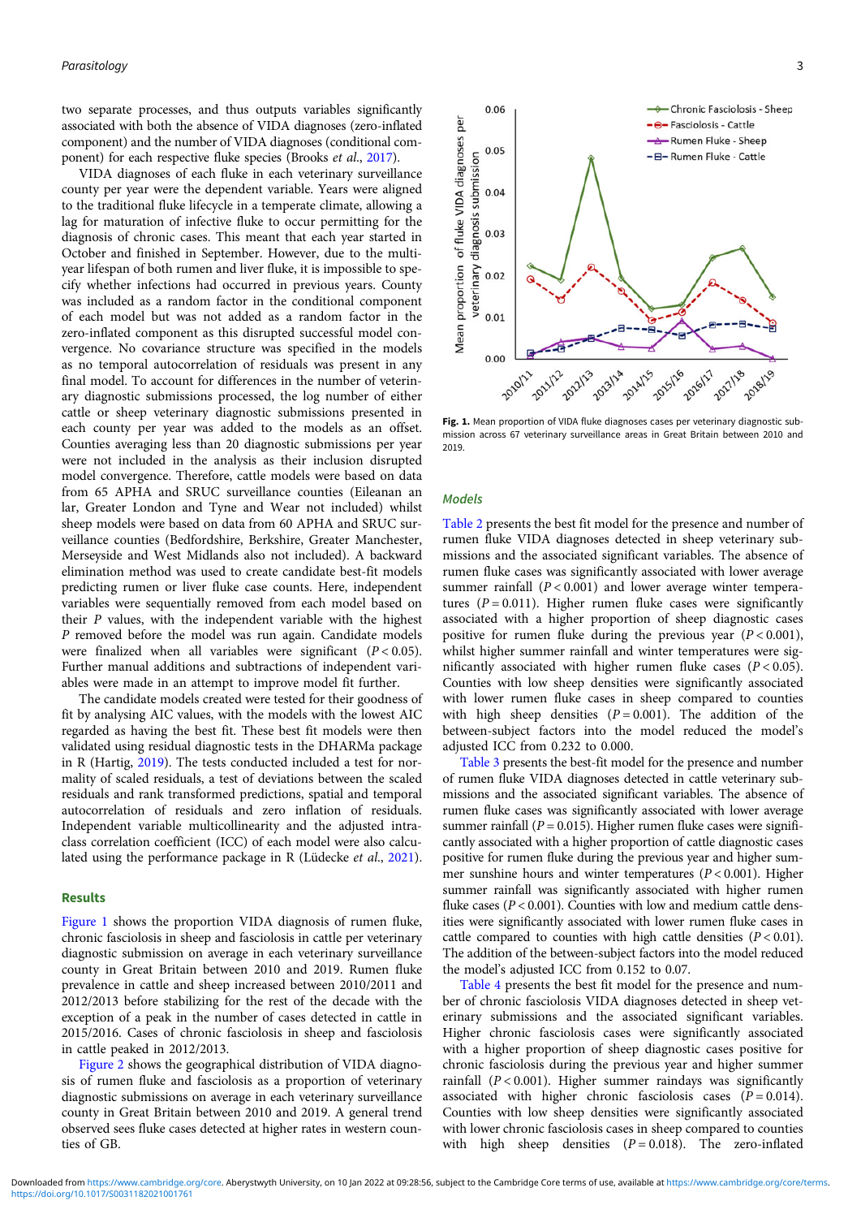two separate processes, and thus outputs variables significantly associated with both the absence of VIDA diagnoses (zero-inflated component) and the number of VIDA diagnoses (conditional component) for each respective fluke species (Brooks *et al.*, 2017).

VIDA diagnoses of each fluke in each veterinary surveillance county per year were the dependent variable. Years were aligned to the traditional fluke lifecycle in a temperate climate, allowing a lag for maturation of infective fluke to occur permitting for the diagnosis of chronic cases. This meant that each year started in October and finished in September. However, due to the multi-year lifespan of both rumen and liver fluke, it is impossible to specify whether infections had occurred in previous years. County was included as a random factor in the conditional component of each model but was not added as a random factor in the zero-inflated component as this disrupted successful model convergence. No covariance structure was specified in the models as no temporal autocorrelation of residuals was present in any final model. To account for differences in the number of veterinary diagnostic submissions processed, the log number of either cattle or sheep veterinary diagnostic submissions presented in each county per year was added to the models as an offset. Counties averaging less than 20 diagnostic submissions per year were not included in the analysis as their inclusion disrupted model convergence. Therefore, cattle models were based on data from 65 APHA and SRUC surveillance counties (Eileanan an lar, Greater London and Tyne and Wear not included) whilst sheep models were based on data from 60 APHA and SRUC surveillance counties (Bedfordshire, Berkshire, Greater Manchester, Merseyside and West Midlands also not included). A backward elimination method was used to create candidate best-fit models predicting rumen or liver fluke case counts. Here, independent variables were sequentially removed from each model based on their *P* values, with the independent variable with the highest *P* removed before the model was run again. Candidate models were finalized when all variables were significant ($P < 0.05$). Further manual additions and subtractions of independent variables were made in an attempt to improve model fit further.

The candidate models created were tested for their goodness of fit by analysing AIC values, with the models with the lowest AIC regarded as having the best fit. These best fit models were then validated using residual diagnostic tests in the DHARMa package in R (Hartig, 2019). The tests conducted included a test for normality of scaled residuals, a test of deviations between the scaled residuals and rank transformed predictions, spatial and temporal autocorrelation of residuals and zero inflation of residuals. Independent variable multicollinearity and the adjusted intra-class correlation coefficient (ICC) of each model were also calculated using the performance package in R (Lüdecke *et al.*, 2021).

## Results

Figure 1 shows the proportion VIDA diagnosis of rumen fluke, chronic fasciolosis in sheep and fasciolosis in cattle per veterinary diagnostic submission on average in each veterinary surveillance county in Great Britain between 2010 and 2019. Rumen fluke prevalence in cattle and sheep increased between 2010/2011 and 2012/2013 before stabilizing for the rest of the decade with the exception of a peak in the number of cases detected in cattle in 2015/2016. Cases of chronic fasciolosis in sheep and fasciolosis in cattle peaked in 2012/2013.

Figure 2 shows the geographical distribution of VIDA diagnosis of rumen fluke and fasciolosis as a proportion of veterinary diagnostic submissions on average in each veterinary surveillance county in Great Britain between 2010 and 2019. A general trend observed sees fluke cases detected at higher rates in western counties of GB.

**Fig. 1.** Mean proportion of VIDA fluke diagnoses cases per veterinary diagnostic submission across 67 veterinary surveillance areas in Great Britain between 2010 and 2019.

### Models

Table 2 presents the best fit model for the presence and number of rumen fluke VIDA diagnoses detected in sheep veterinary submissions and the associated significant variables. The absence of rumen fluke cases was significantly associated with lower average summer rainfall ($P < 0.001$) and lower average winter temperatures ($P = 0.011$). Higher rumen fluke cases were significantly associated with a higher proportion of sheep diagnostic cases positive for rumen fluke during the previous year ($P < 0.001$), whilst higher summer rainfall and winter temperatures were significantly associated with higher rumen fluke cases ($P < 0.05$). Counties with low sheep densities were significantly associated with lower rumen fluke cases in sheep compared to counties with high sheep densities ($P = 0.001$). The addition of the between-subject factors into the model reduced the model's adjusted ICC from 0.232 to 0.000.

Table 3 presents the best-fit model for the presence and number of rumen fluke VIDA diagnoses detected in cattle veterinary submissions and the associated significant variables. The absence of rumen fluke cases was significantly associated with lower average summer rainfall ($P = 0.015$). Higher rumen fluke cases were significantly associated with a higher proportion of cattle diagnostic cases positive for rumen fluke during the previous year and higher summer sunshine hours and winter temperatures ($P < 0.001$). Higher summer rainfall was significantly associated with higher rumen fluke cases ($P < 0.001$). Counties with low and medium cattle densities were significantly associated with lower rumen fluke cases in cattle compared to counties with high cattle densities ($P < 0.01$). The addition of the between-subject factors into the model reduced the model's adjusted ICC from 0.152 to 0.07.

Table 4 presents the best fit model for the presence and number of chronic fasciolosis VIDA diagnoses detected in sheep veterinary submissions and the associated significant variables. Higher chronic fasciolosis cases were significantly associated with a higher proportion of sheep diagnostic cases positive for chronic fasciolosis during the previous year and higher summer rainfall ($P < 0.001$). Higher summer raindays was significantly associated with higher chronic fasciolosis cases ($P = 0.014$). Counties with low sheep densities were significantly associated with lower chronic fasciolosis cases in sheep compared to counties with high sheep densities ($P = 0.018$). The zero-inflated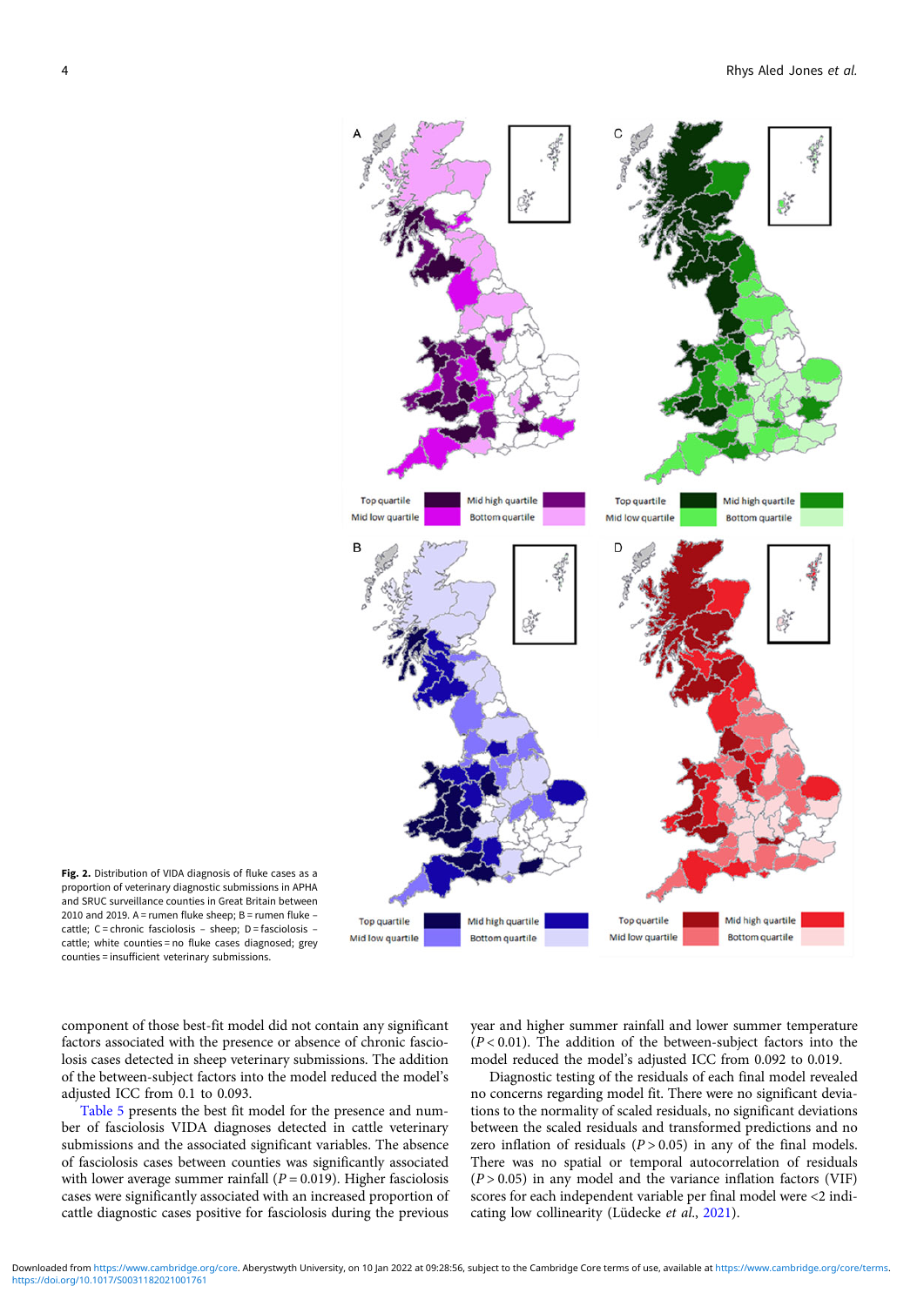Fig. 2. Distribution of VIDA diagnosis of fluke cases as a proportion of veterinary diagnostic submissions in APHA and SRUC surveillance counties in Great Britain between 2010 and 2019. A = rumen fluke sheep; B = rumen fluke – cattle; C = chronic fasciolosis – sheep; D = fasciolosis – cattle; white counties = no fluke cases diagnosed; grey counties = insufficient veterinary submissions.

component of those best-fit model did not contain any significant factors associated with the presence or absence of chronic fasciolosis cases detected in sheep veterinary submissions. The addition of the between-subject factors into the model reduced the model's adjusted ICC from 0.1 to 0.093.

Table 5 presents the best fit model for the presence and number of fasciolosis VIDA diagnoses detected in cattle veterinary submissions and the associated significant variables. The absence of fasciolosis cases between counties was significantly associated with lower average summer rainfall ($P = 0.019$). Higher fasciolosis cases were significantly associated with an increased proportion of cattle diagnostic cases positive for fasciolosis during the previous year and higher summer rainfall and lower summer temperature ($P < 0.01$). The addition of the between-subject factors into the model reduced the model's adjusted ICC from 0.092 to 0.019.

Diagnostic testing of the residuals of each final model revealed no concerns regarding model fit. There were no significant deviations to the normality of scaled residuals, no significant deviations between the scaled residuals and transformed predictions and no zero inflation of residuals ($P > 0.05$) in any of the final models. There was no spatial or temporal autocorrelation of residuals ($P > 0.05$) in any model and the variance inflation factors (VIF) scores for each independent variable per final model were <2 indicating low collinearity (Lüdecke *et al.*, 2021).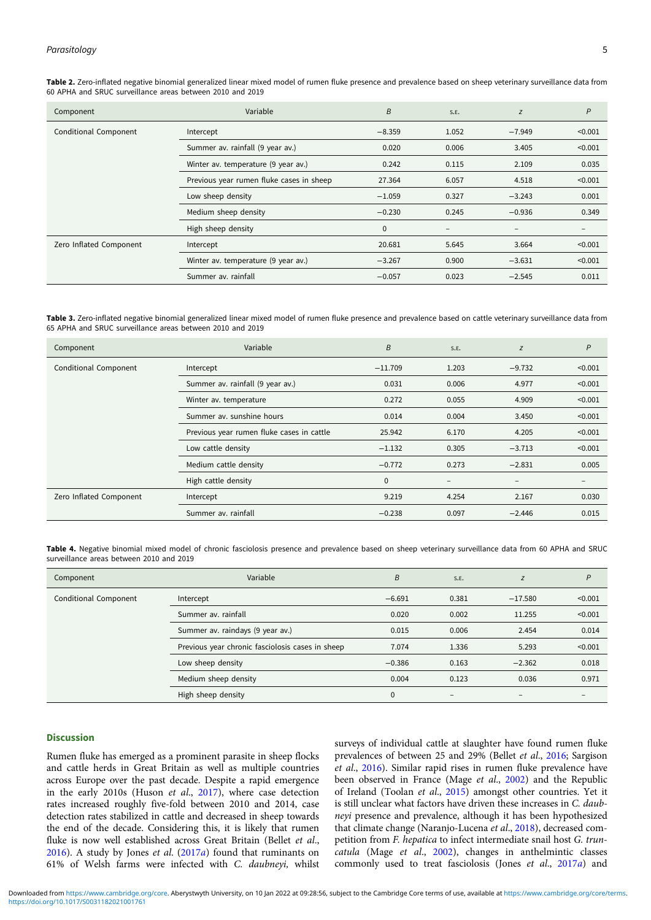**Table 2.** Zero-inflated negative binomial generalized linear mixed model of rumen fluke presence and prevalence based on sheep veterinary surveillance data from 60 APHA and SRUC surveillance areas between 2010 and 2019

| Component | Variable | B | S.E. | z | P |
|---|---|---|---|---|---|
| Conditional Component | Intercept | −8.359 | 1.052 | −7.949 | <0.001 |
| | Summer av. rainfall (9 year av.) | 0.020 | 0.006 | 3.405 | <0.001 |
| | Winter av. temperature (9 year av.) | 0.242 | 0.115 | 2.109 | 0.035 |
| | Previous year rumen fluke cases in sheep | 27.364 | 6.057 | 4.518 | <0.001 |
| | Low sheep density | −1.059 | 0.327 | −3.243 | 0.001 |
| | Medium sheep density | −0.230 | 0.245 | −0.936 | 0.349 |
| | High sheep density | 0 | – | – | – |
| Zero Inflated Component | Intercept | 20.681 | 5.645 | 3.664 | <0.001 |
| | Winter av. temperature (9 year av.) | −3.267 | 0.900 | −3.631 | <0.001 |
| | Summer av. rainfall | −0.057 | 0.023 | −2.545 | 0.011 |

**Table 3.** Zero-inflated negative binomial generalized linear mixed model of rumen fluke presence and prevalence based on cattle veterinary surveillance data from 65 APHA and SRUC surveillance areas between 2010 and 2019

| Component | Variable | B | S.E. | z | P |
|---|---|---|---|---|---|
| Conditional Component | Intercept | −11.709 | 1.203 | −9.732 | <0.001 |
| | Summer av. rainfall (9 year av.) | 0.031 | 0.006 | 4.977 | <0.001 |
| | Winter av. temperature | 0.272 | 0.055 | 4.909 | <0.001 |
| | Summer av. sunshine hours | 0.014 | 0.004 | 3.450 | <0.001 |
| | Previous year rumen fluke cases in cattle | 25.942 | 6.170 | 4.205 | <0.001 |
| | Low cattle density | −1.132 | 0.305 | −3.713 | <0.001 |
| | Medium cattle density | −0.772 | 0.273 | −2.831 | 0.005 |
| | High cattle density | 0 | – | – | – |
| Zero Inflated Component | Intercept | 9.219 | 4.254 | 2.167 | 0.030 |
| | Summer av. rainfall | −0.238 | 0.097 | −2.446 | 0.015 |

**Table 4.** Negative binomial mixed model of chronic fasciolosis presence and prevalence based on sheep veterinary surveillance data from 60 APHA and SRUC surveillance areas between 2010 and 2019

| Component | Variable | B | S.E. | z | P |
|---|---|---|---|---|---|
| Conditional Component | Intercept | −6.691 | 0.381 | −17.580 | <0.001 |
| | Summer av. rainfall | 0.020 | 0.002 | 11.255 | <0.001 |
| | Summer av. raindays (9 year av.) | 0.015 | 0.006 | 2.454 | 0.014 |
| | Previous year chronic fasciolosis cases in sheep | 7.074 | 1.336 | 5.293 | <0.001 |
| | Low sheep density | −0.386 | 0.163 | −2.362 | 0.018 |
| | Medium sheep density | 0.004 | 0.123 | 0.036 | 0.971 |
| | High sheep density | 0 | – | – | – |

## Discussion

Rumen fluke has emerged as a prominent parasite in sheep flocks and cattle herds in Great Britain as well as multiple countries across Europe over the past decade. Despite a rapid emergence in the early 2010s (Huson *et al*., 2017), where case detection rates increased roughly five-fold between 2010 and 2014, case detection rates stabilized in cattle and decreased in sheep towards the end of the decade. Considering this, it is likely that rumen fluke is now well established across Great Britain (Bellet *et al*., 2016). A study by Jones *et al*. (2017*a*) found that ruminants on 61% of Welsh farms were infected with *C. daubneyi,* whilst surveys of individual cattle at slaughter have found rumen fluke prevalences of between 25 and 29% (Bellet *et al*., 2016; Sargison *et al*., 2016). Similar rapid rises in rumen fluke prevalence have been observed in France (Mage *et al*., 2002) and the Republic of Ireland (Toolan *et al*., 2015) amongst other countries. Yet it is still unclear what factors have driven these increases in *C. daubneyi* presence and prevalence, although it has been hypothesized that climate change (Naranjo-Lucena *et al*., 2018), decreased competition from *F. hepatica* to infect intermediate snail host *G. truncatula* (Mage *et al*., 2002), changes in anthelmintic classes commonly used to treat fasciolosis (Jones *et al*., 2017*a*) and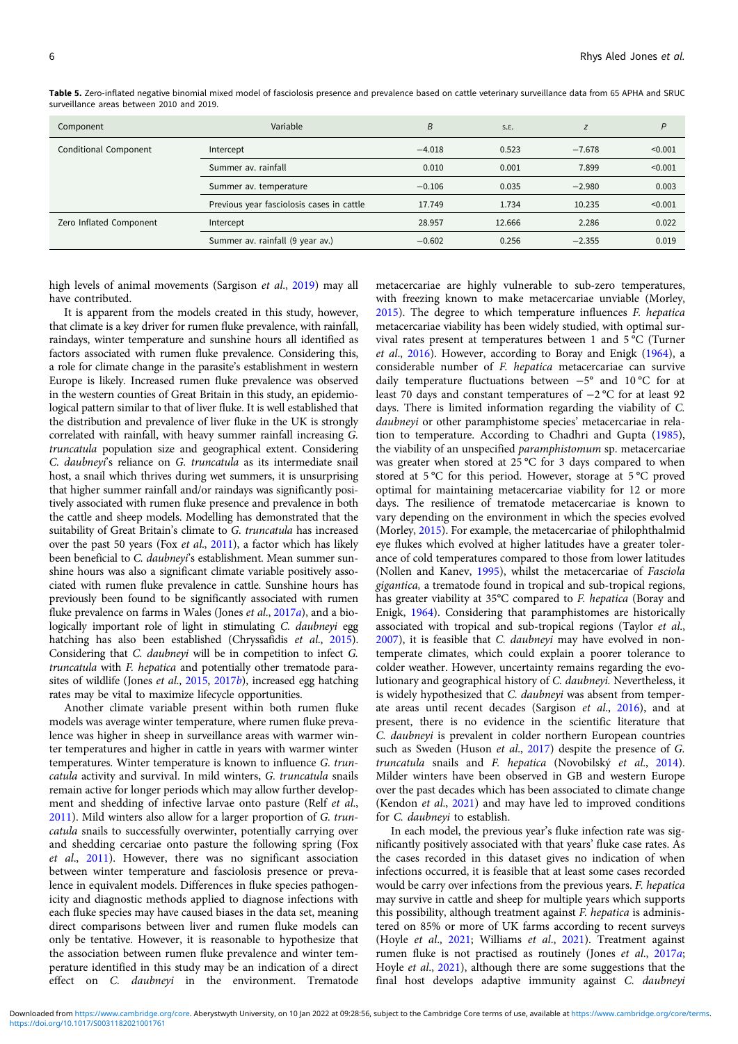**Table 5.** Zero-inflated negative binomial mixed model of fasciolosis presence and prevalence based on cattle veterinary surveillance data from 65 APHA and SRUC surveillance areas between 2010 and 2019.

| Component | Variable | *B* | S.E. | *z* | *P* |
|---|---|---|---|---|---|
| Conditional Component | Intercept | −4.018 | 0.523 | −7.678 | <0.001 |
| | Summer av. rainfall | 0.010 | 0.001 | 7.899 | <0.001 |
| | Summer av. temperature | −0.106 | 0.035 | −2.980 | 0.003 |
| | Previous year fasciolosis cases in cattle | 17.749 | 1.734 | 10.235 | <0.001 |
| Zero Inflated Component | Intercept | 28.957 | 12.666 | 2.286 | 0.022 |
| | Summer av. rainfall (9 year av.) | −0.602 | 0.256 | −2.355 | 0.019 |

high levels of animal movements (Sargison *et al*., 2019) may all have contributed.

It is apparent from the models created in this study, however, that climate is a key driver for rumen fluke prevalence, with rainfall, raindays, winter temperature and sunshine hours all identified as factors associated with rumen fluke prevalence. Considering this, a role for climate change in the parasite's establishment in western Europe is likely. Increased rumen fluke prevalence was observed in the western counties of Great Britain in this study, an epidemiological pattern similar to that of liver fluke. It is well established that the distribution and prevalence of liver fluke in the UK is strongly correlated with rainfall, with heavy summer rainfall increasing *G. truncatula* population size and geographical extent. Considering *C. daubneyi*'s reliance on *G. truncatula* as its intermediate snail host, a snail which thrives during wet summers, it is unsurprising that higher summer rainfall and/or raindays was significantly positively associated with rumen fluke presence and prevalence in both the cattle and sheep models. Modelling has demonstrated that the suitability of Great Britain's climate to *G. truncatula* has increased over the past 50 years (Fox *et al*., 2011), a factor which has likely been beneficial to *C. daubneyi*'s establishment. Mean summer sunshine hours was also a significant climate variable positively associated with rumen fluke prevalence in cattle. Sunshine hours has previously been found to be significantly associated with rumen fluke prevalence on farms in Wales (Jones *et al*., 2017*a*), and a biologically important role of light in stimulating *C. daubneyi* egg hatching has also been established (Chryssafidis *et al*., 2015). Considering that *C. daubneyi* will be in competition to infect *G. truncatula* with *F. hepatica* and potentially other trematode parasites of wildlife (Jones *et al*., 2015, 2017*b*), increased egg hatching rates may be vital to maximize lifecycle opportunities.

Another climate variable present within both rumen fluke models was average winter temperature, where rumen fluke prevalence was higher in sheep in surveillance areas with warmer winter temperatures and higher in cattle in years with warmer winter temperatures. Winter temperature is known to influence *G. truncatula* activity and survival. In mild winters, *G. truncatula* snails remain active for longer periods which may allow further development and shedding of infective larvae onto pasture (Relf *et al*., 2011). Mild winters also allow for a larger proportion of *G. truncatula* snails to successfully overwinter, potentially carrying over and shedding cercariae onto pasture the following spring (Fox *et al*., 2011). However, there was no significant association between winter temperature and fasciolosis presence or prevalence in equivalent models. Differences in fluke species pathogenicity and diagnostic methods applied to diagnose infections with each fluke species may have caused biases in the data set, meaning direct comparisons between liver and rumen fluke models can only be tentative. However, it is reasonable to hypothesize that the association between rumen fluke prevalence and winter temperature identified in this study may be an indication of a direct effect on *C. daubneyi* in the environment. Trematode metacercariae are highly vulnerable to sub-zero temperatures, with freezing known to make metacercariae unviable (Morley, 2015). The degree to which temperature influences *F. hepatica* metacercariae viability has been widely studied, with optimal survival rates present at temperatures between 1 and 5 °C (Turner *et al*., 2016). However, according to Boray and Enigk (1964), a considerable number of *F. hepatica* metacercariae can survive daily temperature fluctuations between −5° and 10 °C for at least 70 days and constant temperatures of −2 °C for at least 92 days. There is limited information regarding the viability of *C. daubneyi* or other paramphistome species' metacercariae in relation to temperature. According to Chadhri and Gupta (1985), the viability of an unspecified *paramphistomum* sp. metacercariae was greater when stored at 25 °C for 3 days compared to when stored at 5 °C for this period. However, storage at 5 °C proved optimal for maintaining metacercariae viability for 12 or more days. The resilience of trematode metacercariae is known to vary depending on the environment in which the species evolved (Morley, 2015). For example, the metacercariae of philophthalmid eye flukes which evolved at higher latitudes have a greater tolerance of cold temperatures compared to those from lower latitudes (Nollen and Kanev, 1995), whilst the metacercariae of *Fasciola gigantica,* a trematode found in tropical and sub-tropical regions, has greater viability at 35°C compared to *F. hepatica* (Boray and Enigk, 1964). Considering that paramphistomes are historically associated with tropical and sub-tropical regions (Taylor *et al*., 2007), it is feasible that *C. daubneyi* may have evolved in non-temperate climates, which could explain a poorer tolerance to colder weather. However, uncertainty remains regarding the evolutionary and geographical history of *C. daubneyi.* Nevertheless, it is widely hypothesized that *C. daubneyi* was absent from temperate areas until recent decades (Sargison *et al*., 2016), and at present, there is no evidence in the scientific literature that *C. daubneyi* is prevalent in colder northern European countries such as Sweden (Huson *et al*., 2017) despite the presence of *G. truncatula* snails and *F. hepatica* (Novobilský *et al*., 2014). Milder winters have been observed in GB and western Europe over the past decades which has been associated to climate change (Kendon *et al*., 2021) and may have led to improved conditions for *C. daubneyi* to establish.

In each model, the previous year's fluke infection rate was significantly positively associated with that years' fluke case rates. As the cases recorded in this dataset gives no indication of when infections occurred, it is feasible that at least some cases recorded would be carry over infections from the previous years. *F. hepatica* may survive in cattle and sheep for multiple years which supports this possibility, although treatment against *F. hepatica* is administered on 85% or more of UK farms according to recent surveys (Hoyle *et al*., 2021; Williams *et al*., 2021). Treatment against rumen fluke is not practised as routinely (Jones *et al*., 2017*a*; Hoyle *et al*., 2021), although there are some suggestions that the final host develops adaptive immunity against *C. daubneyi*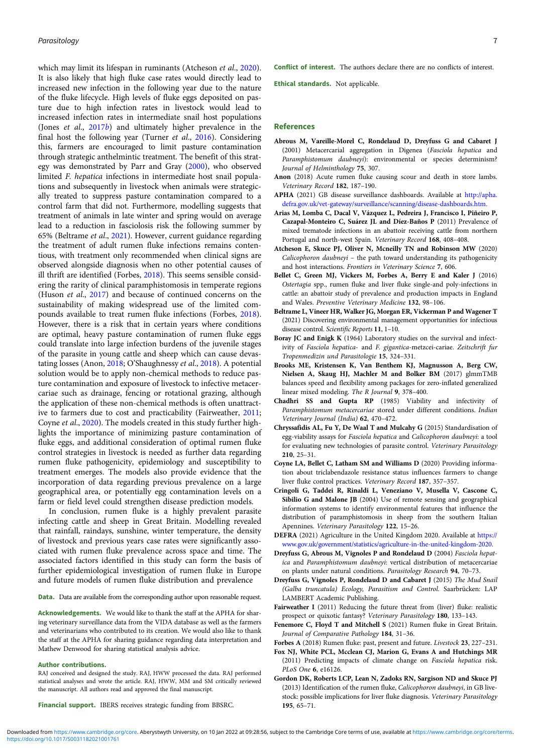which may limit its lifespan in ruminants (Atcheson *et al.*, 2020). It is also likely that high fluke case rates would directly lead to increased new infection in the following year due to the nature of the fluke lifecycle. High levels of fluke eggs deposited on pasture due to high infection rates in livestock would lead to increased infection rates in intermediate snail host populations (Jones *et al.*, 2017*b*) and ultimately higher prevalence in the final host the following year (Turner *et al.*, 2016). Considering this, farmers are encouraged to limit pasture contamination through strategic anthelmintic treatment. The benefit of this strategy was demonstrated by Parr and Gray (2000), who observed limited *F. hepatica* infections in intermediate host snail populations and subsequently in livestock when animals were strategically treated to suppress pasture contamination compared to a control farm that did not. Furthermore, modelling suggests that treatment of animals in late winter and spring would on average lead to a reduction in fasciolosis risk the following summer by 65% (Beltrame *et al.*, 2021). However, current guidance regarding the treatment of adult rumen fluke infections remains contentious, with treatment only recommended when clinical signs are observed alongside diagnosis when no other potential causes of ill thrift are identified (Forbes, 2018). This seems sensible considering the rarity of clinical paramphistomosis in temperate regions (Huson *et al.*, 2017) and because of continued concerns on the sustainability of making widespread use of the limited compounds available to treat rumen fluke infections (Forbes, 2018). However, there is a risk that in certain years where conditions are optimal, heavy pasture contamination of rumen fluke eggs could translate into large infection burdens of the juvenile stages of the parasite in young cattle and sheep which can cause devastating losses (Anon, 2018; O'Shaughnessy *et al.*, 2018). A potential solution would be to apply non-chemical methods to reduce pasture contamination and exposure of livestock to infective metacercariae such as drainage, fencing or rotational grazing, although the application of these non-chemical methods is often unattractive to farmers due to cost and practicability (Fairweather, 2011; Coyne *et al.*, 2020). The models created in this study further highlights the importance of minimizing pasture contamination of fluke eggs, and additional consideration of optimal rumen fluke control strategies in livestock is needed as further data regarding rumen fluke pathogenicity, epidemiology and susceptibility to treatment emerges. The models also provide evidence that the incorporation of data regarding previous prevalence on a large geographical area, or potentially egg contamination levels on a farm or field level could strengthen disease prediction models.

In conclusion, rumen fluke is a highly prevalent parasite infecting cattle and sheep in Great Britain. Modelling revealed that rainfall, raindays, sunshine, winter temperature, the density of livestock and previous years case rates were significantly associated with rumen fluke prevalence across space and time. The associated factors identified in this study can form the basis of further epidemiological investigation of rumen fluke in Europe and future models of rumen fluke distribution and prevalence

**Data.** Data are available from the corresponding author upon reasonable request.

**Acknowledgements.** We would like to thank the staff at the APHA for sharing veterinary surveillance data from the VIDA database as well as the farmers and veterinarians who contributed to its creation. We would also like to thank the staff at the APHA for sharing guidance regarding data interpretation and Mathew Denwood for sharing statistical analysis advice.

**Author contributions.**
RAJ conceived and designed the study. RAJ, HWW processed the data. RAJ performed statistical analyses and wrote the article. RAJ, HWW, MM and SM critically reviewed the manuscript. All authors read and approved the final manuscript.

**Financial support.** IBERS receives strategic funding from BBSRC.

**Conflict of interest.** The authors declare there are no conflicts of interest.

**Ethical standards.** Not applicable.

## References

**Abrous M, Vareille-Morel C, Rondelaud D, Dreyfuss G and Cabaret J** (2001) Metacercarial aggregation in Digenea (*Fasciola hepatica* and *Paramphistomum daubneyi*): environmental or species determinism? *Journal of Helminthology* **75**, 307.

**Anon** (2018) Acute rumen fluke causing scour and death in store lambs. *Veterinary Record* **182**, 187–190.

**APHA** (2021) GB disease surveillance dashboards. Available at http://apha.defra.gov.uk/vet-gateway/surveillance/scanning/disease-dashboards.htm.

**Arias M, Lomba C, Dacal V, Vázquez L, Pedreira J, Francisco I, Piñeiro P, Cazapal-Monteiro C, Suárez JL and Díez-Baños P** (2011) Prevalence of mixed trematode infections in an abattoir receiving cattle from northern Portugal and north-west Spain. *Veterinary Record* **168**, 408–408.

**Atcheson E, Skuce PJ, Oliver N, Mcneilly TN and Robinson MW** (2020) *Calicophoron daubneyi* – the path toward understanding its pathogenicity and host interactions. *Frontiers in Veterinary Science* **7**, 606.

**Bellet C, Green MJ, Vickers M, Forbes A, Berry E and Kaler J** (2016) *Ostertagia* spp., rumen fluke and liver fluke single-and poly-infections in cattle: an abattoir study of prevalence and production impacts in England and Wales. *Preventive Veterinary Medicine* **132**, 98–106.

**Beltrame L, Vineer HR, Walker JG, Morgan ER, Vickerman P and Wagener T** (2021) Discovering environmental management opportunities for infectious disease control. *Scientific Reports* **11**, 1–10.

**Boray JC and Enigk K** (1964) Laboratory studies on the survival and infectivity of *Fasciola hepatica*- and *F. gigantica*-metzcei-cariae. *Zeitschrift fur Tropenmedizin und Parasitologie* **15**, 324–331.

**Brooks ME, Kristensen K, Van Benthem KJ, Magnusson A, Berg CW, Nielsen A, Skaug HJ, Machler M and Bolker BM** (2017) glmmTMB balances speed and flexibility among packages for zero-inflated generalized linear mixed modeling. *The R Journal* **9**, 378–400.

**Chadhri SS and Gupta RP** (1985) Viability and infectivity of *Paramphistomum metacercariae* stored under different conditions. *Indian Veterinary Journal (India)* **62**, 470–472.

**Chryssafidis AL, Fu Y, De Waal T and Mulcahy G** (2015) Standardisation of egg-viability assays for *Fasciola hepatica* and *Calicophoron daubneyi*: a tool for evaluating new technologies of parasite control. *Veterinary Parasitology* **210**, 25–31.

**Coyne LA, Bellet C, Latham SM and Williams D** (2020) Providing information about triclabendazole resistance status influences farmers to change liver fluke control practices. *Veterinary Record* **187**, 357–357.

**Cringoli G, Taddei R, Rinaldi L, Veneziano V, Musella V, Cascone C, Sibilio G and Malone JB** (2004) Use of remote sensing and geographical information systems to identify environmental features that influence the distribution of paramphistomosis in sheep from the southern Italian Apennines. *Veterinary Parasitology* **122**, 15–26.

**DEFRA** (2021) Agriculture in the United Kingdom 2020. Available at https://www.gov.uk/government/statistics/agriculture-in-the-united-kingdom-2020.

**Dreyfuss G, Abrous M, Vignoles P and Rondelaud D** (2004) *Fasciola hepatica* and *Paramphistomum daubneyi*: vertical distribution of metacercariae on plants under natural conditions. *Parasitology Research* **94**, 70–73.

**Dreyfuss G, Vignoles P, Rondelaud D and Cabaret J** (2015) *The Mud Snail (Galba truncatula) Ecology, Parasitism and Control*. Saarbrücken: LAP LAMBERT Academic Publishing.

**Fairweather I** (2011) Reducing the future threat from (liver) fluke: realistic prospect or quixotic fantasy? *Veterinary Parasitology* **180**, 133–143.

**Fenemore C, Floyd T and Mitchell S** (2021) Rumen fluke in Great Britain. *Journal of Comparative Pathology* **184**, 31–36.

**Forbes A** (2018) Rumen fluke: past, present and future. *Livestock* **23**, 227–231.

**Fox NJ, White PCL, Mcclean CJ, Marion G, Evans A and Hutchings MR** (2011) Predicting impacts of climate change on *Fasciola hepatica* risk. *PLoS One* **6**, e16126.

**Gordon DK, Roberts LCP, Lean N, Zadoks RN, Sargison ND and Skuce PJ** (2013) Identification of the rumen fluke, *Calicophoron daubneyi*, in GB livestock: possible implications for liver fluke diagnosis. *Veterinary Parasitology* **195**, 65–71.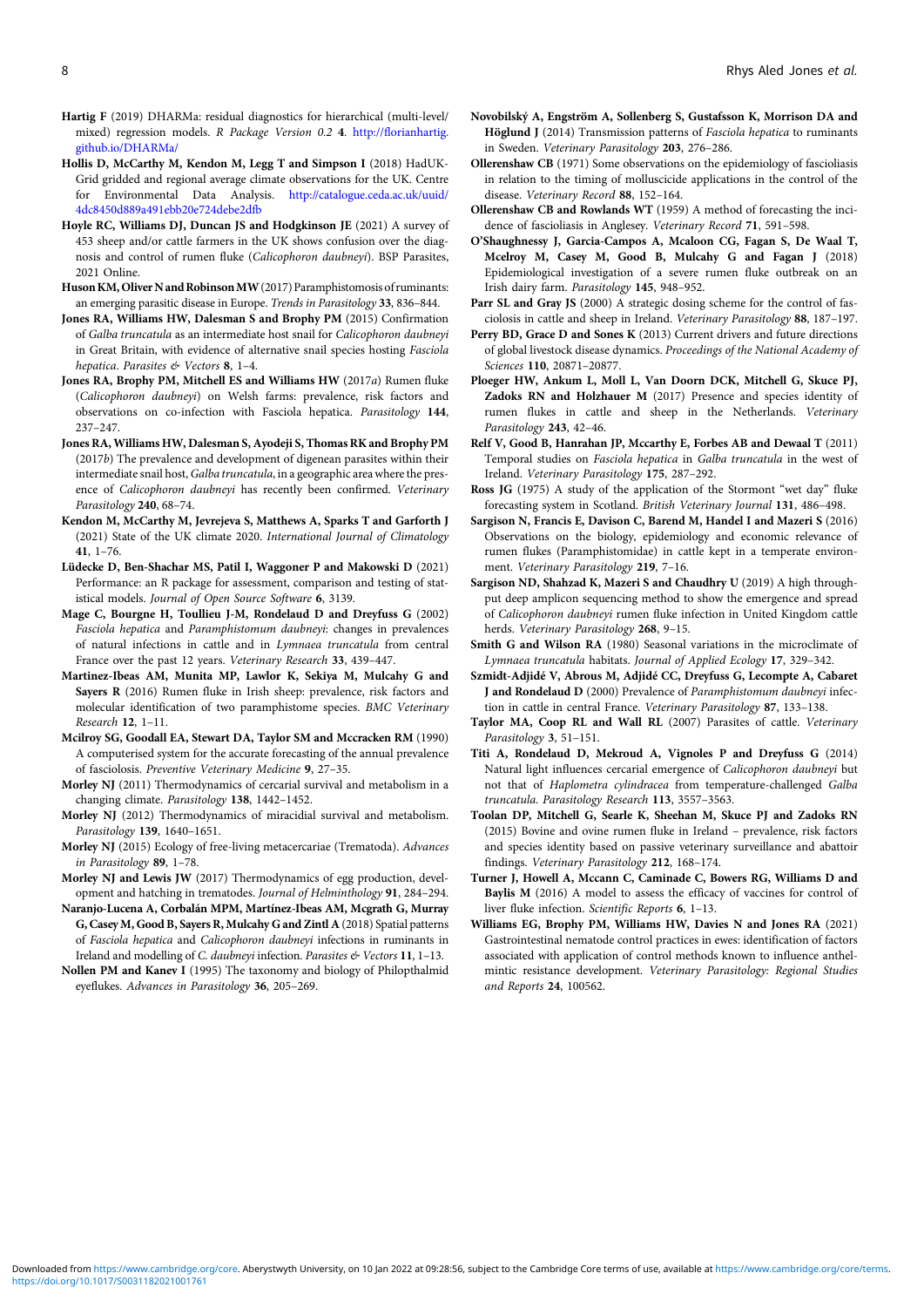**Hartig F** (2019) DHARMa: residual diagnostics for hierarchical (multi-level/mixed) regression models. *R Package Version 0.2* **4**. http://florianhartig.github.io/DHARMa/

**Hollis D, McCarthy M, Kendon M, Legg T and Simpson I** (2018) HadUK-Grid gridded and regional average climate observations for the UK. Centre for Environmental Data Analysis. http://catalogue.ceda.ac.uk/uuid/4dc8450d889a491ebb20e724debe2dfb

**Hoyle RC, Williams DJ, Duncan JS and Hodgkinson JE** (2021) A survey of 453 sheep and/or cattle farmers in the UK shows confusion over the diagnosis and control of rumen fluke (*Calicophoron daubneyi*). BSP Parasites, 2021 Online.

**Huson KM, Oliver N and Robinson MW** (2017) Paramphistomosis of ruminants: an emerging parasitic disease in Europe. *Trends in Parasitology* **33**, 836–844.

**Jones RA, Williams HW, Dalesman S and Brophy PM** (2015) Confirmation of *Galba truncatula* as an intermediate host snail for *Calicophoron daubneyi* in Great Britain, with evidence of alternative snail species hosting *Fasciola hepatica*. *Parasites & Vectors* **8**, 1–4.

**Jones RA, Brophy PM, Mitchell ES and Williams HW** (2017*a*) Rumen fluke (*Calicophoron daubneyi*) on Welsh farms: prevalence, risk factors and observations on co-infection with Fasciola hepatica. *Parasitology* **144**, 237–247.

**Jones RA, Williams HW, Dalesman S, Ayodeji S, Thomas RK and Brophy PM** (2017*b*) The prevalence and development of digenean parasites within their intermediate snail host, *Galba truncatula*, in a geographic area where the presence of *Calicophoron daubneyi* has recently been confirmed. *Veterinary Parasitology* **240**, 68–74.

**Kendon M, McCarthy M, Jevrejeva S, Matthews A, Sparks T and Garforth J** (2021) State of the UK climate 2020. *International Journal of Climatology* **41**, 1–76.

**Lüdecke D, Ben-Shachar MS, Patil I, Waggoner P and Makowski D** (2021) Performance: an R package for assessment, comparison and testing of statistical models. *Journal of Open Source Software* **6**, 3139.

**Mage C, Bourgne H, Toullieu J-M, Rondelaud D and Dreyfuss G** (2002) *Fasciola hepatica* and *Paramphistomum daubneyi*: changes in prevalences of natural infections in cattle and in *Lymnaea truncatula* from central France over the past 12 years. *Veterinary Research* **33**, 439–447.

**Martinez-Ibeas AM, Munita MP, Lawlor K, Sekiya M, Mulcahy G and Sayers R** (2016) Rumen fluke in Irish sheep: prevalence, risk factors and molecular identification of two paramphistome species. *BMC Veterinary Research* **12**, 1–11.

**Mcilroy SG, Goodall EA, Stewart DA, Taylor SM and Mccracken RM** (1990) A computerised system for the accurate forecasting of the annual prevalence of fasciolosis. *Preventive Veterinary Medicine* **9**, 27–35.

**Morley NJ** (2011) Thermodynamics of cercarial survival and metabolism in a changing climate. *Parasitology* **138**, 1442–1452.

**Morley NJ** (2012) Thermodynamics of miracidial survival and metabolism. *Parasitology* **139**, 1640–1651.

**Morley NJ** (2015) Ecology of free-living metacercariae (Trematoda). *Advances in Parasitology* **89**, 1–78.

**Morley NJ and Lewis JW** (2017) Thermodynamics of egg production, development and hatching in trematodes. *Journal of Helminthology* **91**, 284–294.

**Naranjo-Lucena A, Corbalán MPM, Martínez-Ibeas AM, Mcgrath G, Murray G, Casey M, Good B, Sayers R, Mulcahy G and Zintl A** (2018) Spatial patterns of *Fasciola hepatica* and *Calicophoron daubneyi* infections in ruminants in Ireland and modelling of *C. daubneyi* infection. *Parasites & Vectors* **11**, 1–13.

**Nollen PM and Kanev I** (1995) The taxonomy and biology of Philopthalmid eyeflukes. *Advances in Parasitology* **36**, 205–269.

**Novobilský A, Engström A, Sollenberg S, Gustafsson K, Morrison DA and Höglund J** (2014) Transmission patterns of *Fasciola hepatica* to ruminants in Sweden. *Veterinary Parasitology* **203**, 276–286.

**Ollerenshaw CB** (1971) Some observations on the epidemiology of fascioliasis in relation to the timing of molluscicide applications in the control of the disease. *Veterinary Record* **88**, 152–164.

**Ollerenshaw CB and Rowlands WT** (1959) A method of forecasting the incidence of fascioliasis in Anglesey. *Veterinary Record* **71**, 591–598.

**O'Shaughnessy J, Garcia-Campos A, Mcaloon CG, Fagan S, De Waal T, Mcelroy M, Casey M, Good B, Mulcahy G and Fagan J** (2018) Epidemiological investigation of a severe rumen fluke outbreak on an Irish dairy farm. *Parasitology* **145**, 948–952.

**Parr SL and Gray JS** (2000) A strategic dosing scheme for the control of fasciolosis in cattle and sheep in Ireland. *Veterinary Parasitology* **88**, 187–197.

**Perry BD, Grace D and Sones K** (2013) Current drivers and future directions of global livestock disease dynamics. *Proceedings of the National Academy of Sciences* **110**, 20871–20877.

**Ploeger HW, Ankum L, Moll L, Van Doorn DCK, Mitchell G, Skuce PJ, Zadoks RN and Holzhauer M** (2017) Presence and species identity of rumen flukes in cattle and sheep in the Netherlands. *Veterinary Parasitology* **243**, 42–46.

**Relf V, Good B, Hanrahan JP, Mccarthy E, Forbes AB and Dewaal T** (2011) Temporal studies on *Fasciola hepatica* in *Galba truncatula* in the west of Ireland. *Veterinary Parasitology* **175**, 287–292.

**Ross JG** (1975) A study of the application of the Stormont "wet day" fluke forecasting system in Scotland. *British Veterinary Journal* **131**, 486–498.

**Sargison N, Francis E, Davison C, Barend M, Handel I and Mazeri S** (2016) Observations on the biology, epidemiology and economic relevance of rumen flukes (Paramphistomidae) in cattle kept in a temperate environment. *Veterinary Parasitology* **219**, 7–16.

**Sargison ND, Shahzad K, Mazeri S and Chaudhry U** (2019) A high throughput deep amplicon sequencing method to show the emergence and spread of *Calicophoron daubneyi* rumen fluke infection in United Kingdom cattle herds. *Veterinary Parasitology* **268**, 9–15.

**Smith G and Wilson RA** (1980) Seasonal variations in the microclimate of *Lymnaea truncatula* habitats. *Journal of Applied Ecology* **17**, 329–342.

**Szmidt-Adjidé V, Abrous M, Adjidé CC, Dreyfuss G, Lecompte A, Cabaret J and Rondelaud D** (2000) Prevalence of *Paramphistomum daubneyi* infection in cattle in central France. *Veterinary Parasitology* **87**, 133–138.

**Taylor MA, Coop RL and Wall RL** (2007) Parasites of cattle. *Veterinary Parasitology* **3**, 51–151.

**Titi A, Rondelaud D, Mekroud A, Vignoles P and Dreyfuss G** (2014) Natural light influences cercarial emergence of *Calicophoron daubneyi* but not that of *Haplometra cylindracea* from temperature-challenged *Galba truncatula*. *Parasitology Research* **113**, 3557–3563.

**Toolan DP, Mitchell G, Searle K, Sheehan M, Skuce PJ and Zadoks RN** (2015) Bovine and ovine rumen fluke in Ireland – prevalence, risk factors and species identity based on passive veterinary surveillance and abattoir findings. *Veterinary Parasitology* **212**, 168–174.

**Turner J, Howell A, Mccann C, Caminade C, Bowers RG, Williams D and Baylis M** (2016) A model to assess the efficacy of vaccines for control of liver fluke infection. *Scientific Reports* **6**, 1–13.

**Williams EG, Brophy PM, Williams HW, Davies N and Jones RA** (2021) Gastrointestinal nematode control practices in ewes: identification of factors associated with application of control methods known to influence anthelmintic resistance development. *Veterinary Parasitology: Regional Studies and Reports* **24**, 100562.